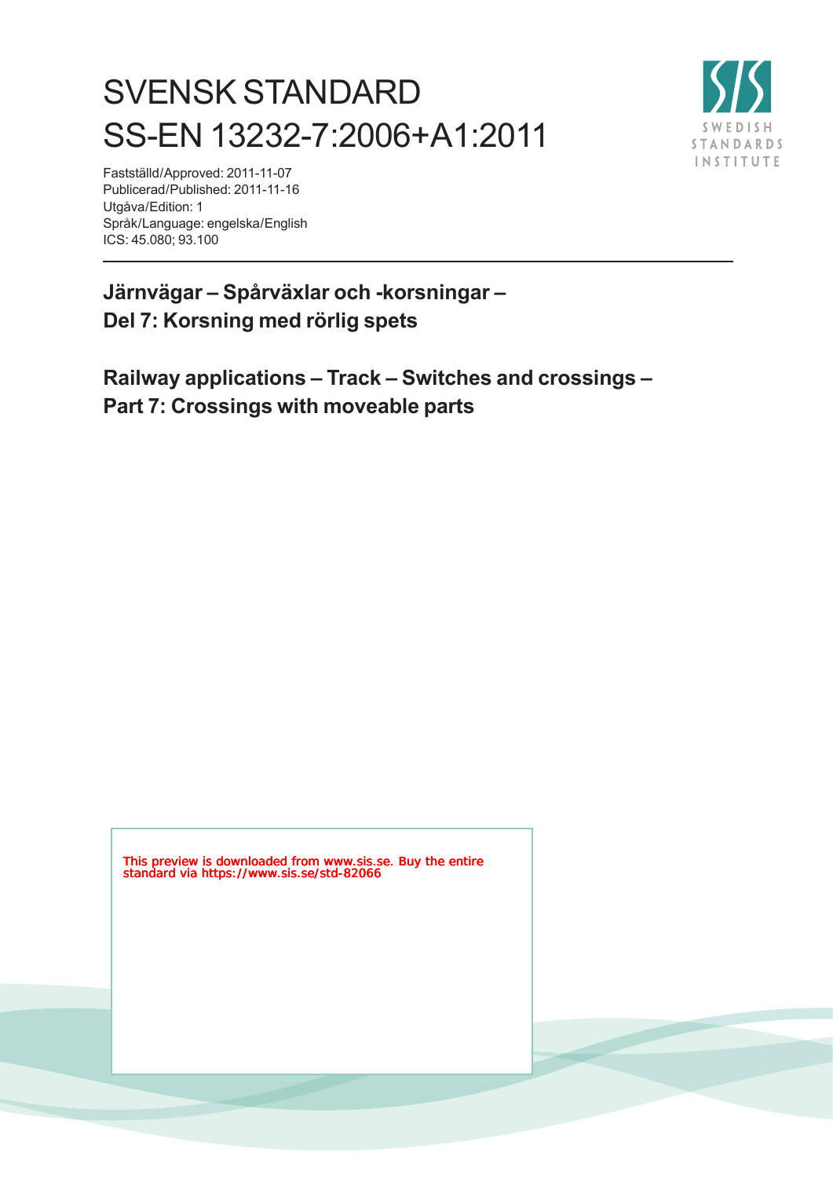# SVENSK STANDARD
# SS-EN 13232-7:2006+A1:2011

SWEDISH STANDARDS INSTITUTE

Fastställd/Approved: 2011-11-07
Publicerad/Published: 2011-11-16
Utgåva/Edition: 1
Språk/Language: engelska/English
ICS: 45.080; 93.100

## Järnvägar – Spårväxlar och -korsningar – Del 7: Korsning med rörlig spets

## Railway applications – Track – Switches and crossings – Part 7: Crossings with moveable parts

This preview is downloaded from www.sis.se. Buy the entire standard via https://www.sis.se/std-82066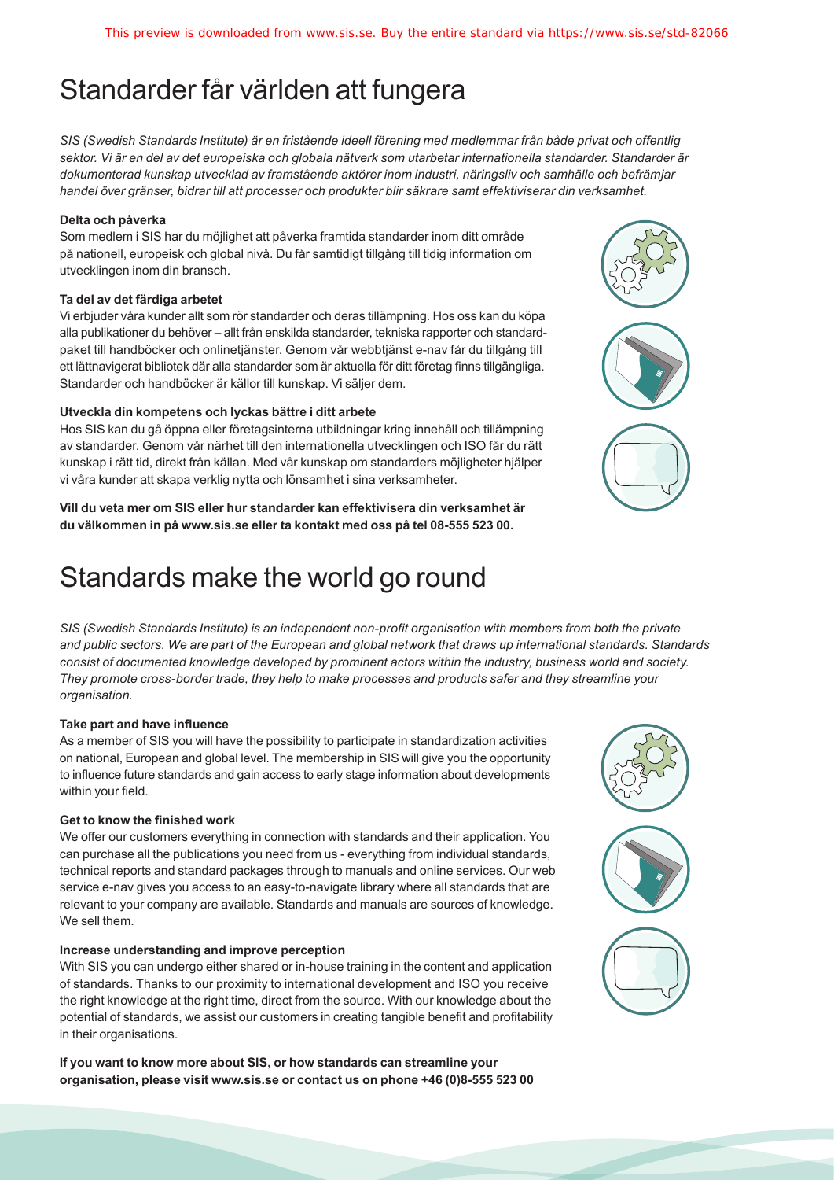# Standarder får världen att fungera

*SIS (Swedish Standards Institute) är en fristående ideell förening med medlemmar från både privat och offentlig sektor. Vi är en del av det europeiska och globala nätverk som utarbetar internationella standarder. Standarder är dokumenterad kunskap utvecklad av framstående aktörer inom industri, näringsliv och samhälle och befrämjar handel över gränser, bidrar till att processer och produkter blir säkrare samt effektiviserar din verksamhet.*

**Delta och påverka**

Som medlem i SIS har du möjlighet att påverka framtida standarder inom ditt område på nationell, europeisk och global nivå. Du får samtidigt tillgång till tidig information om utvecklingen inom din bransch.

**Ta del av det färdiga arbetet**

Vi erbjuder våra kunder allt som rör standarder och deras tillämpning. Hos oss kan du köpa alla publikationer du behöver – allt från enskilda standarder, tekniska rapporter och standardpaket till handböcker och onlinetjänster. Genom vår webbtjänst e-nav får du tillgång till ett lättnavigerat bibliotek där alla standarder som är aktuella för ditt företag finns tillgängliga. Standarder och handböcker är källor till kunskap. Vi säljer dem.

**Utveckla din kompetens och lyckas bättre i ditt arbete**

Hos SIS kan du gå öppna eller företagsinterna utbildningar kring innehåll och tillämpning av standarder. Genom vår närhet till den internationella utvecklingen och ISO får du rätt kunskap i rätt tid, direkt från källan. Med vår kunskap om standarders möjligheter hjälper vi våra kunder att skapa verklig nytta och lönsamhet i sina verksamheter.

**Vill du veta mer om SIS eller hur standarder kan effektivisera din verksamhet är du välkommen in på www.sis.se eller ta kontakt med oss på tel 08-555 523 00.**

# Standards make the world go round

*SIS (Swedish Standards Institute) is an independent non-profit organisation with members from both the private and public sectors. We are part of the European and global network that draws up international standards. Standards consist of documented knowledge developed by prominent actors within the industry, business world and society. They promote cross-border trade, they help to make processes and products safer and they streamline your organisation.*

**Take part and have influence**

As a member of SIS you will have the possibility to participate in standardization activities on national, European and global level. The membership in SIS will give you the opportunity to influence future standards and gain access to early stage information about developments within your field.

**Get to know the finished work**

We offer our customers everything in connection with standards and their application. You can purchase all the publications you need from us - everything from individual standards, technical reports and standard packages through to manuals and online services. Our web service e-nav gives you access to an easy-to-navigate library where all standards that are relevant to your company are available. Standards and manuals are sources of knowledge. We sell them.

**Increase understanding and improve perception**

With SIS you can undergo either shared or in-house training in the content and application of standards. Thanks to our proximity to international development and ISO you receive the right knowledge at the right time, direct from the source. With our knowledge about the potential of standards, we assist our customers in creating tangible benefit and profitability in their organisations.

**If you want to know more about SIS, or how standards can streamline your organisation, please visit www.sis.se or contact us on phone +46 (0)8-555 523 00**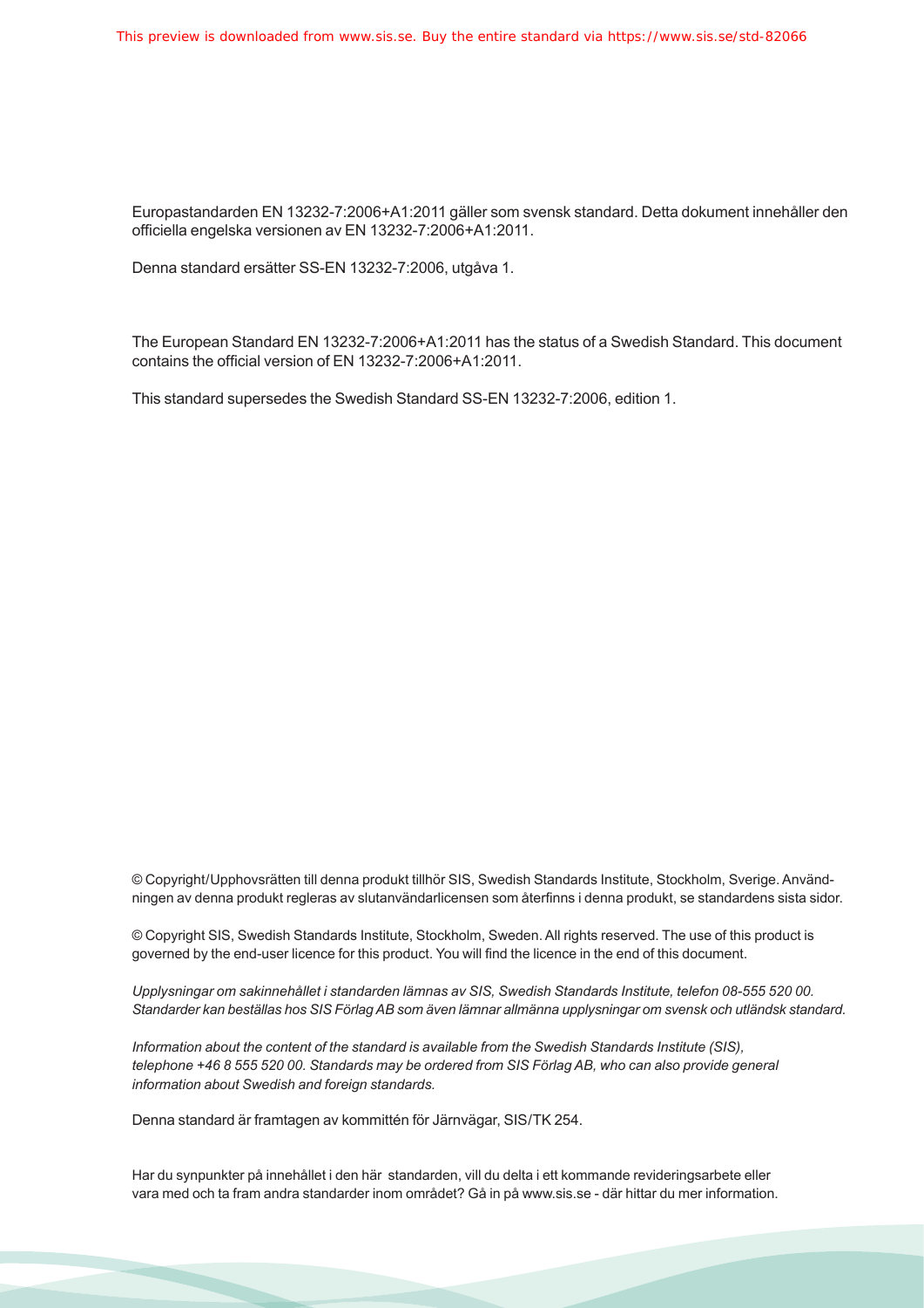Europastandarden EN 13232-7:2006+A1:2011 gäller som svensk standard. Detta dokument innehåller den officiella engelska versionen av EN 13232-7:2006+A1:2011.

Denna standard ersätter SS-EN 13232-7:2006, utgåva 1.

The European Standard EN 13232-7:2006+A1:2011 has the status of a Swedish Standard. This document contains the official version of EN 13232-7:2006+A1:2011.

This standard supersedes the Swedish Standard SS-EN 13232-7:2006, edition 1.

© Copyright/Upphovsrätten till denna produkt tillhör SIS, Swedish Standards Institute, Stockholm, Sverige. Användningen av denna produkt regleras av slutanvändarlicensen som återfinns i denna produkt, se standardens sista sidor.

© Copyright SIS, Swedish Standards Institute, Stockholm, Sweden. All rights reserved. The use of this product is governed by the end-user licence for this product. You will find the licence in the end of this document.

*Upplysningar om sakinnehållet i standarden lämnas av SIS, Swedish Standards Institute, telefon 08-555 520 00. Standarder kan beställas hos SIS Förlag AB som även lämnar allmänna upplysningar om svensk och utländsk standard.*

*Information about the content of the standard is available from the Swedish Standards Institute (SIS), telephone +46 8 555 520 00. Standards may be ordered from SIS Förlag AB, who can also provide general information about Swedish and foreign standards.*

Denna standard är framtagen av kommittén för Järnvägar, SIS/TK 254.

Har du synpunkter på innehållet i den här standarden, vill du delta i ett kommande revideringsarbete eller vara med och ta fram andra standarder inom området? Gå in på www.sis.se - där hittar du mer information.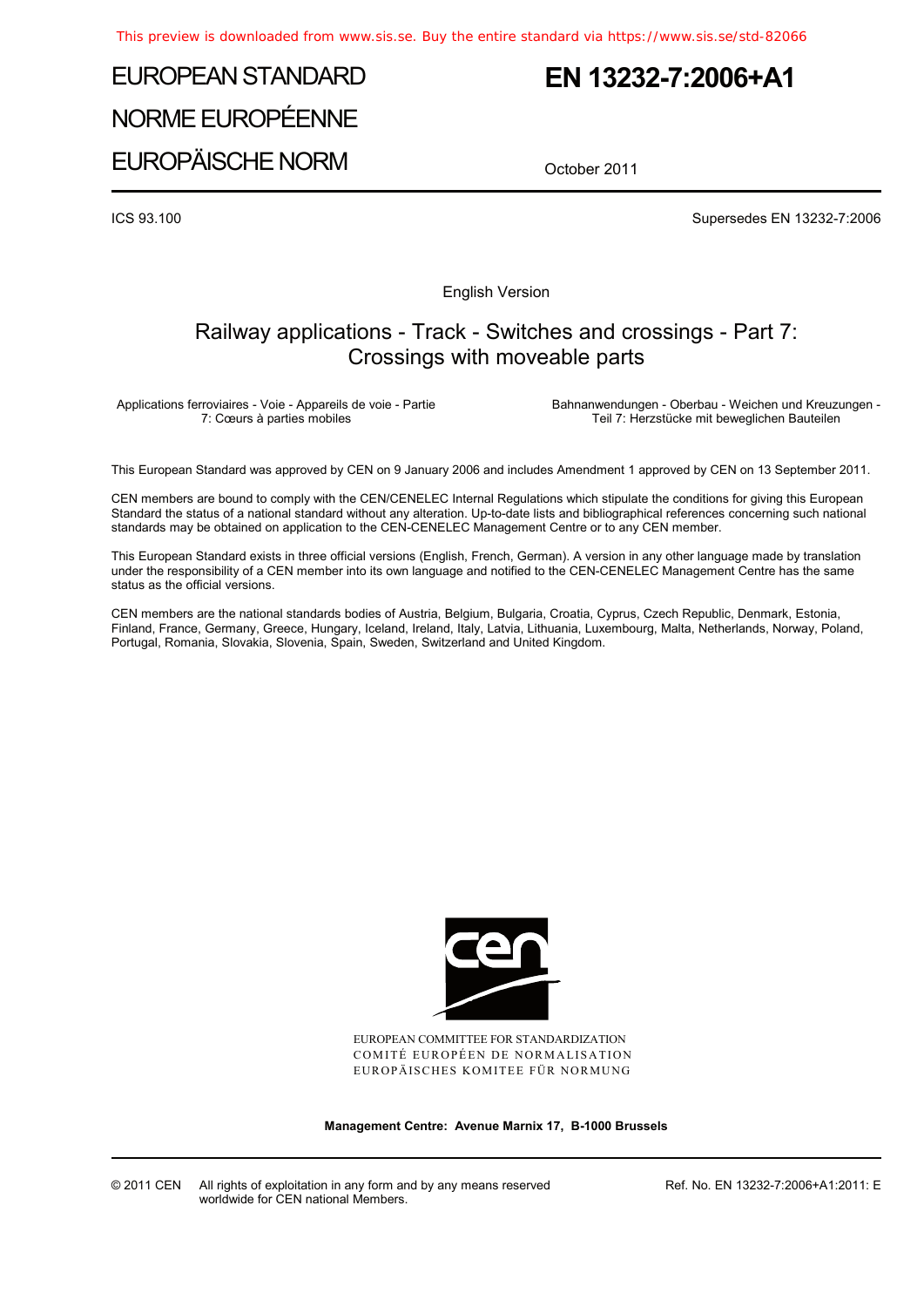This preview is downloaded from www.sis.se. Buy the entire standard via https://www.sis.se/std-82066

# EUROPEAN STANDARD
# NORME EUROPÉENNE
# EUROPÄISCHE NORM

# EN 13232-7:2006+A1

October 2011

ICS 93.100

Supersedes EN 13232-7:2006

English Version

## Railway applications - Track - Switches and crossings - Part 7: Crossings with moveable parts

Applications ferroviaires - Voie - Appareils de voie - Partie 7: Cœurs à parties mobiles

Bahnanwendungen - Oberbau - Weichen und Kreuzungen - Teil 7: Herzstücke mit beweglichen Bauteilen

This European Standard was approved by CEN on 9 January 2006 and includes Amendment 1 approved by CEN on 13 September 2011.

CEN members are bound to comply with the CEN/CENELEC Internal Regulations which stipulate the conditions for giving this European Standard the status of a national standard without any alteration. Up-to-date lists and bibliographical references concerning such national standards may be obtained on application to the CEN-CENELEC Management Centre or to any CEN member.

This European Standard exists in three official versions (English, French, German). A version in any other language made by translation under the responsibility of a CEN member into its own language and notified to the CEN-CENELEC Management Centre has the same status as the official versions.

CEN members are the national standards bodies of Austria, Belgium, Bulgaria, Croatia, Cyprus, Czech Republic, Denmark, Estonia, Finland, France, Germany, Greece, Hungary, Iceland, Ireland, Italy, Latvia, Lithuania, Luxembourg, Malta, Netherlands, Norway, Poland, Portugal, Romania, Slovakia, Slovenia, Spain, Sweden, Switzerland and United Kingdom.

EUROPEAN COMMITTEE FOR STANDARDIZATION
COMITÉ EUROPÉEN DE NORMALISATION
EUROPÄISCHES KOMITEE FÜR NORMUNG

**Management Centre: Avenue Marnix 17, B-1000 Brussels**

© 2011 CEN All rights of exploitation in any form and by any means reserved worldwide for CEN national Members.

Ref. No. EN 13232-7:2006+A1:2011: E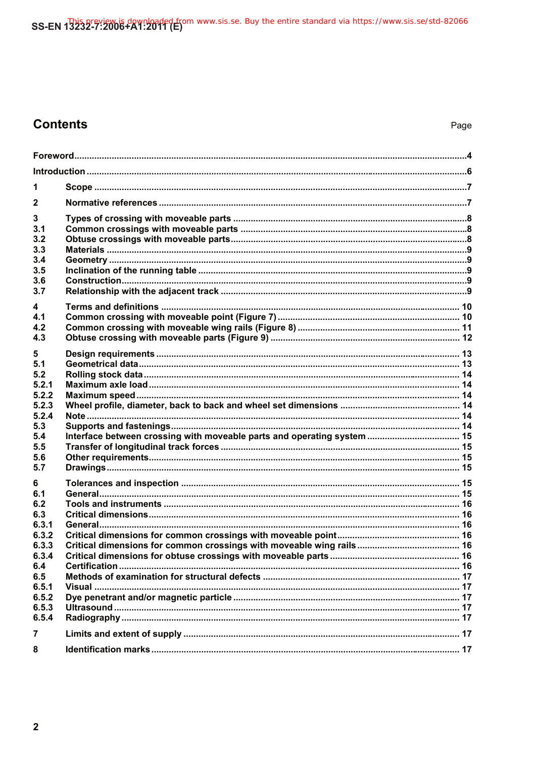# Contents

Page

| | | |
|---|---|---|
| Foreword | | 4 |
| Introduction | | 6 |
| 1 | Scope | 7 |
| 2 | Normative references | 7 |
| 3 | Types of crossing with moveable parts | 8 |
| 3.1 | Common crossings with moveable parts | 8 |
| 3.2 | Obtuse crossings with moveable parts | 8 |
| 3.3 | Materials | 9 |
| 3.4 | Geometry | 9 |
| 3.5 | Inclination of the running table | 9 |
| 3.6 | Construction | 9 |
| 3.7 | Relationship with the adjacent track | 9 |
| 4 | Terms and definitions | 10 |
| 4.1 | Common crossing with moveable point (Figure 7) | 10 |
| 4.2 | Common crossing with moveable wing rails (Figure 8) | 11 |
| 4.3 | Obtuse crossing with moveable parts (Figure 9) | 12 |
| 5 | Design requirements | 13 |
| 5.1 | Geometrical data | 13 |
| 5.2 | Rolling stock data | 14 |
| 5.2.1 | Maximum axle load | 14 |
| 5.2.2 | Maximum speed | 14 |
| 5.2.3 | Wheel profile, diameter, back to back and wheel set dimensions | 14 |
| 5.2.4 | Note | 14 |
| 5.3 | Supports and fastenings | 14 |
| 5.4 | Interface between crossing with moveable parts and operating system | 15 |
| 5.5 | Transfer of longitudinal track forces | 15 |
| 5.6 | Other requirements | 15 |
| 5.7 | Drawings | 15 |
| 6 | Tolerances and inspection | 15 |
| 6.1 | General | 15 |
| 6.2 | Tools and instruments | 16 |
| 6.3 | Critical dimensions | 16 |
| 6.3.1 | General | 16 |
| 6.3.2 | Critical dimensions for common crossings with moveable point | 16 |
| 6.3.3 | Critical dimensions for common crossings with moveable wing rails | 16 |
| 6.3.4 | Critical dimensions for obtuse crossings with moveable parts | 16 |
| 6.4 | Certification | 16 |
| 6.5 | Methods of examination for structural defects | 17 |
| 6.5.1 | Visual | 17 |
| 6.5.2 | Dye penetrant and/or magnetic particle | 17 |
| 6.5.3 | Ultrasound | 17 |
| 6.5.4 | Radiography | 17 |
| 7 | Limits and extent of supply | 17 |
| 8 | Identification marks | 17 |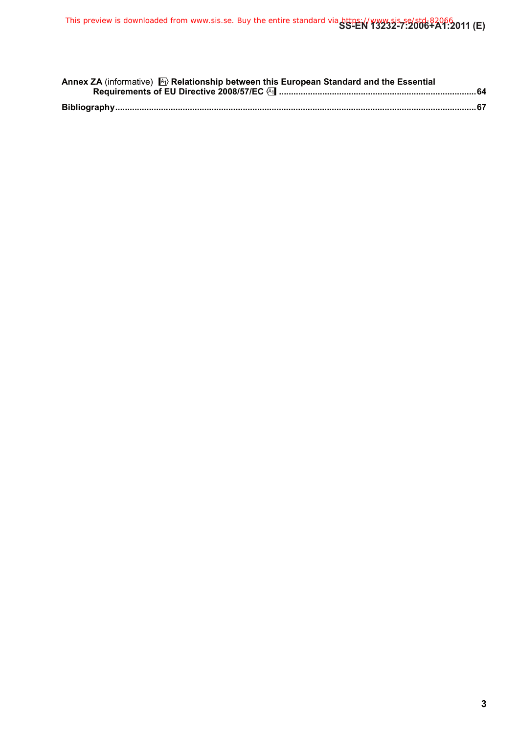**Annex ZA** (informative) [A1] **Relationship between this European Standard and the Essential Requirements of EU Directive 2008/57/EC** [A1] .................................................................................64

**Bibliography**..................................................................................................................................................67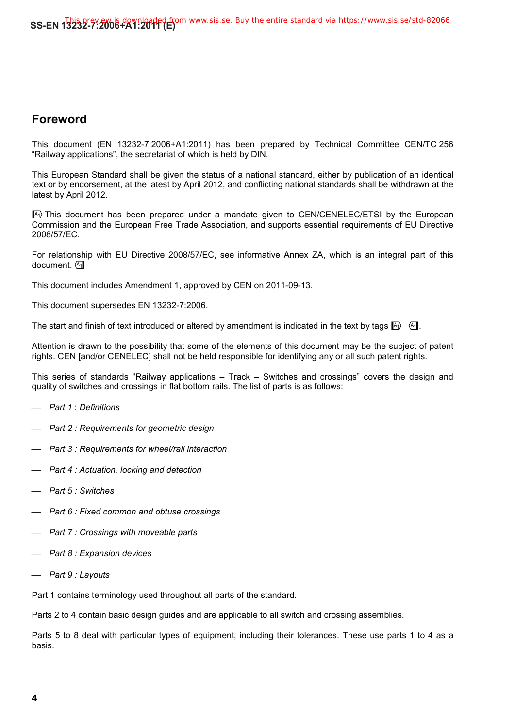## Foreword

This document (EN 13232-7:2006+A1:2011) has been prepared by Technical Committee CEN/TC 256 “Railway applications”, the secretariat of which is held by DIN.

This European Standard shall be given the status of a national standard, either by publication of an identical text or by endorsement, at the latest by April 2012, and conflicting national standards shall be withdrawn at the latest by April 2012.

[A1) This document has been prepared under a mandate given to CEN/CENELEC/ETSI by the European Commission and the European Free Trade Association, and supports essential requirements of EU Directive 2008/57/EC.

For relationship with EU Directive 2008/57/EC, see informative Annex ZA, which is an integral part of this document. (A1]

This document includes Amendment 1, approved by CEN on 2011-09-13.

This document supersedes EN 13232-7:2006.

The start and finish of text introduced or altered by amendment is indicated in the text by tags [A1) (A1].

Attention is drawn to the possibility that some of the elements of this document may be the subject of patent rights. CEN [and/or CENELEC] shall not be held responsible for identifying any or all such patent rights.

This series of standards “Railway applications – Track – Switches and crossings” covers the design and quality of switches and crossings in flat bottom rails. The list of parts is as follows:

- *Part 1 : Definitions*
- *Part 2 : Requirements for geometric design*
- *Part 3 : Requirements for wheel/rail interaction*
- *Part 4 : Actuation, locking and detection*
- *Part 5 : Switches*
- *Part 6 : Fixed common and obtuse crossings*
- *Part 7 : Crossings with moveable parts*
- *Part 8 : Expansion devices*
- *Part 9 : Layouts*

Part 1 contains terminology used throughout all parts of the standard.

Parts 2 to 4 contain basic design guides and are applicable to all switch and crossing assemblies.

Parts 5 to 8 deal with particular types of equipment, including their tolerances. These use parts 1 to 4 as a basis.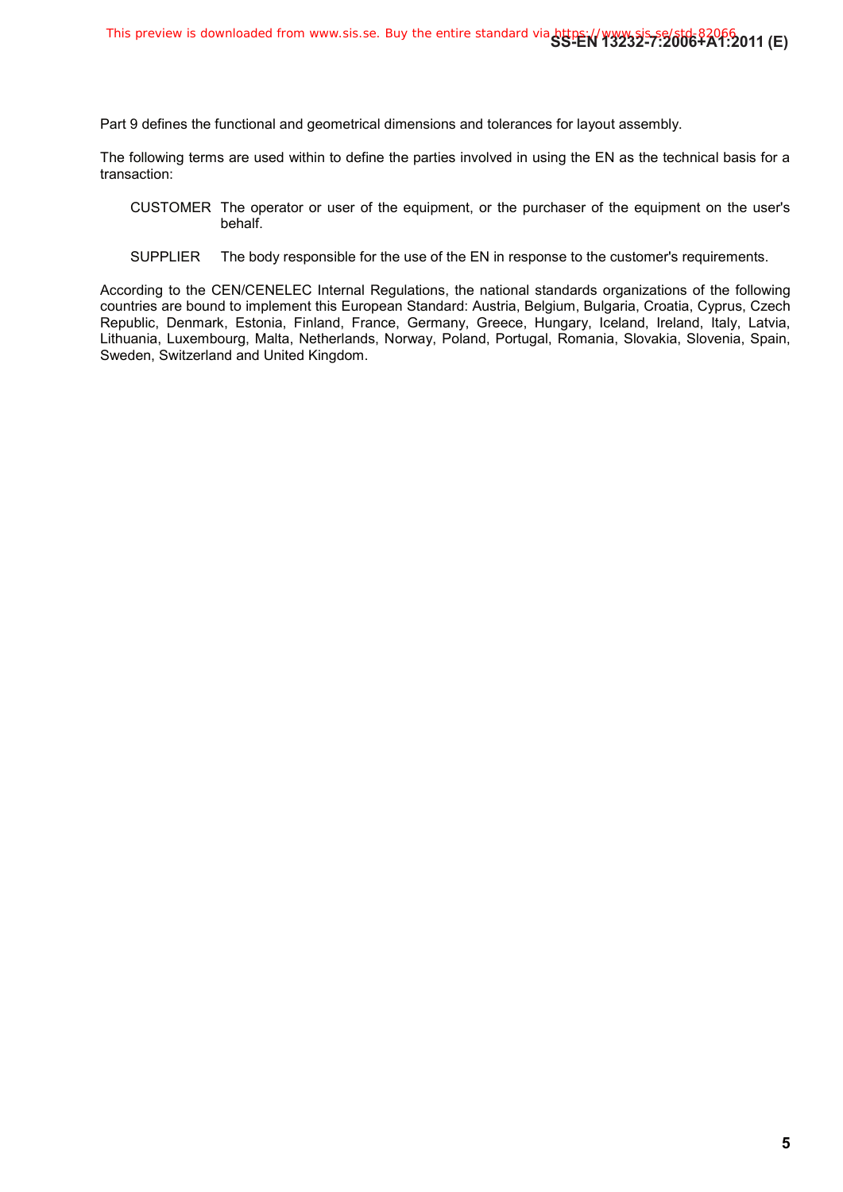Part 9 defines the functional and geometrical dimensions and tolerances for layout assembly.

The following terms are used within to define the parties involved in using the EN as the technical basis for a transaction:

CUSTOMER The operator or user of the equipment, or the purchaser of the equipment on the user's behalf.

SUPPLIER The body responsible for the use of the EN in response to the customer's requirements.

According to the CEN/CENELEC Internal Regulations, the national standards organizations of the following countries are bound to implement this European Standard: Austria, Belgium, Bulgaria, Croatia, Cyprus, Czech Republic, Denmark, Estonia, Finland, France, Germany, Greece, Hungary, Iceland, Ireland, Italy, Latvia, Lithuania, Luxembourg, Malta, Netherlands, Norway, Poland, Portugal, Romania, Slovakia, Slovenia, Spain, Sweden, Switzerland and United Kingdom.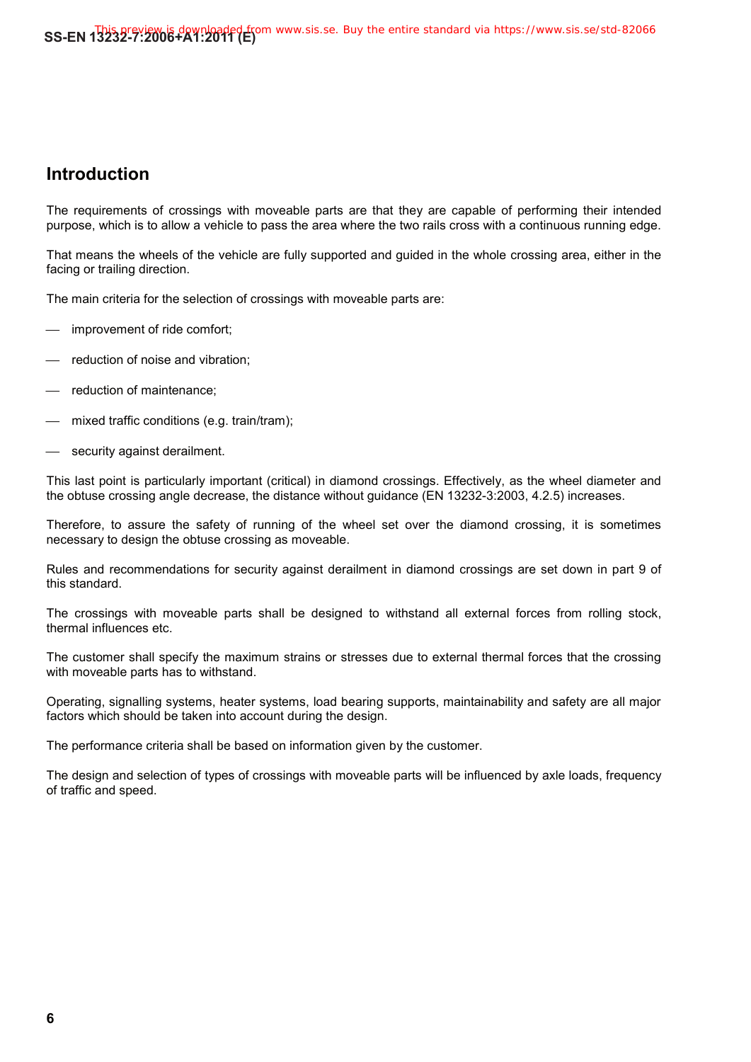## Introduction

The requirements of crossings with moveable parts are that they are capable of performing their intended purpose, which is to allow a vehicle to pass the area where the two rails cross with a continuous running edge.

That means the wheels of the vehicle are fully supported and guided in the whole crossing area, either in the facing or trailing direction.

The main criteria for the selection of crossings with moveable parts are:

- improvement of ride comfort;
- reduction of noise and vibration;
- reduction of maintenance;
- mixed traffic conditions (e.g. train/tram);
- security against derailment.

This last point is particularly important (critical) in diamond crossings. Effectively, as the wheel diameter and the obtuse crossing angle decrease, the distance without guidance (EN 13232-3:2003, 4.2.5) increases.

Therefore, to assure the safety of running of the wheel set over the diamond crossing, it is sometimes necessary to design the obtuse crossing as moveable.

Rules and recommendations for security against derailment in diamond crossings are set down in part 9 of this standard.

The crossings with moveable parts shall be designed to withstand all external forces from rolling stock, thermal influences etc.

The customer shall specify the maximum strains or stresses due to external thermal forces that the crossing with moveable parts has to withstand.

Operating, signalling systems, heater systems, load bearing supports, maintainability and safety are all major factors which should be taken into account during the design.

The performance criteria shall be based on information given by the customer.

The design and selection of types of crossings with moveable parts will be influenced by axle loads, frequency of traffic and speed.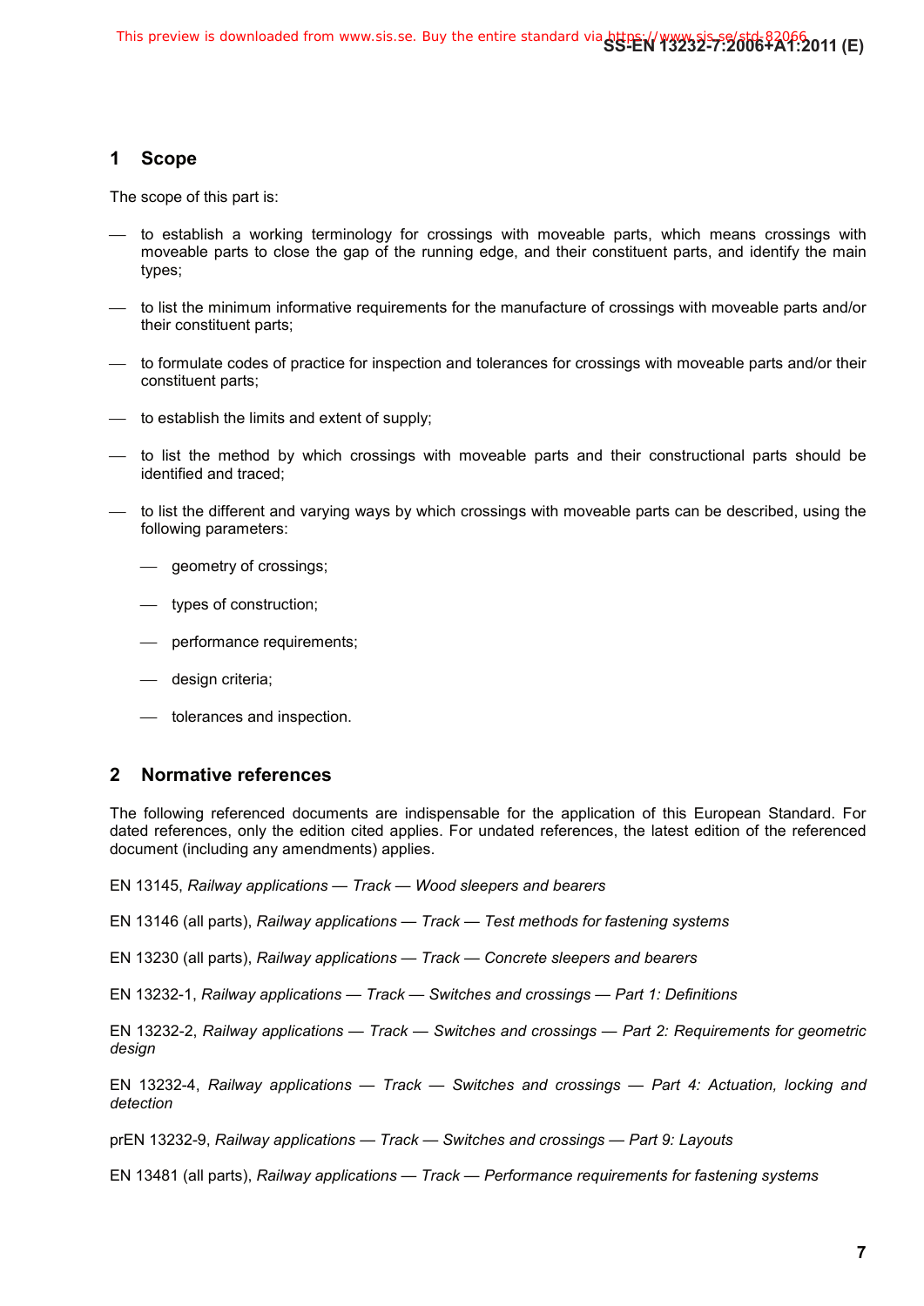## 1 Scope

The scope of this part is:

- to establish a working terminology for crossings with moveable parts, which means crossings with moveable parts to close the gap of the running edge, and their constituent parts, and identify the main types;
- to list the minimum informative requirements for the manufacture of crossings with moveable parts and/or their constituent parts;
- to formulate codes of practice for inspection and tolerances for crossings with moveable parts and/or their constituent parts;
- to establish the limits and extent of supply;
- to list the method by which crossings with moveable parts and their constructional parts should be identified and traced;
- to list the different and varying ways by which crossings with moveable parts can be described, using the following parameters:
  - geometry of crossings;
  - types of construction;
  - performance requirements;
  - design criteria;
  - tolerances and inspection.

## 2 Normative references

The following referenced documents are indispensable for the application of this European Standard. For dated references, only the edition cited applies. For undated references, the latest edition of the referenced document (including any amendments) applies.

EN 13145, *Railway applications — Track — Wood sleepers and bearers*

EN 13146 (all parts), *Railway applications — Track — Test methods for fastening systems*

EN 13230 (all parts), *Railway applications — Track — Concrete sleepers and bearers*

EN 13232-1, *Railway applications — Track — Switches and crossings — Part 1: Definitions*

EN 13232-2, *Railway applications — Track — Switches and crossings — Part 2: Requirements for geometric design*

EN 13232-4, *Railway applications — Track — Switches and crossings — Part 4: Actuation, locking and detection*

prEN 13232-9, *Railway applications — Track — Switches and crossings — Part 9: Layouts*

EN 13481 (all parts), *Railway applications — Track — Performance requirements for fastening systems*